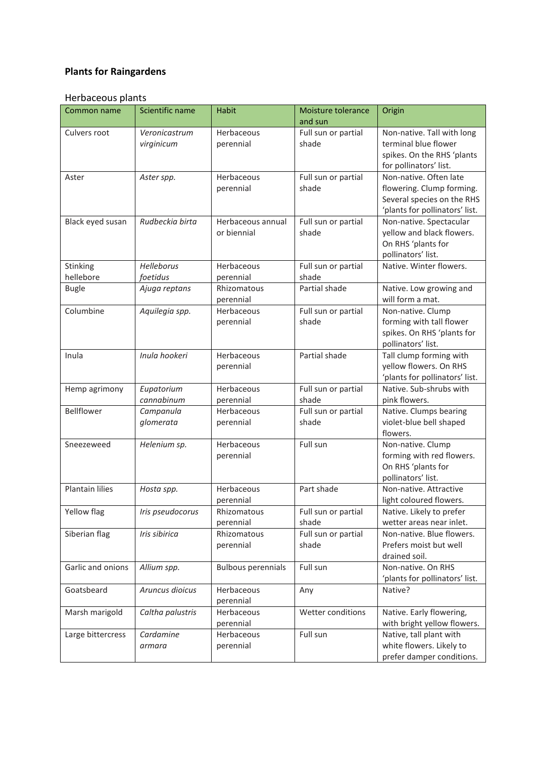**Plants for Raingardens**

## Herbaceous plants

| Common name | Scientific name | Habit | Moisture tolerance and sun | Origin |
|---|---|---|---|---|
| Culvers root | *Veronicastrum virginicum* | Herbaceous perennial | Full sun or partial shade | Non-native. Tall with long terminal blue flower spikes. On the RHS 'plants for pollinators' list. |
| Aster | *Aster spp.* | Herbaceous perennial | Full sun or partial shade | Non-native. Often late flowering. Clump forming. Several species on the RHS 'plants for pollinators' list. |
| Black eyed susan | *Rudbeckia birta* | Herbaceous annual or biennial | Full sun or partial shade | Non-native. Spectacular yellow and black flowers. On RHS 'plants for pollinators' list. |
| Stinking hellebore | *Helleborus foetidus* | Herbaceous perennial | Full sun or partial shade | Native. Winter flowers. |
| Bugle | *Ajuga reptans* | Rhizomatous perennial | Partial shade | Native. Low growing and will form a mat. |
| Columbine | *Aquilegia spp.* | Herbaceous perennial | Full sun or partial shade | Non-native. Clump forming with tall flower spikes. On RHS 'plants for pollinators' list. |
| Inula | *Inula hookeri* | Herbaceous perennial | Partial shade | Tall clump forming with yellow flowers. On RHS 'plants for pollinators' list. |
| Hemp agrimony | *Eupatorium cannabinum* | Herbaceous perennial | Full sun or partial shade | Native. Sub-shrubs with pink flowers. |
| Bellflower | *Campanula glomerata* | Herbaceous perennial | Full sun or partial shade | Native. Clumps bearing violet-blue bell shaped flowers. |
| Sneezeweed | *Helenium sp.* | Herbaceous perennial | Full sun | Non-native. Clump forming with red flowers. On RHS 'plants for pollinators' list. |
| Plantain lilies | *Hosta spp.* | Herbaceous perennial | Part shade | Non-native. Attractive light coloured flowers. |
| Yellow flag | *Iris pseudocorus* | Rhizomatous perennial | Full sun or partial shade | Native. Likely to prefer wetter areas near inlet. |
| Siberian flag | *Iris sibirica* | Rhizomatous perennial | Full sun or partial shade | Non-native. Blue flowers. Prefers moist but well drained soil. |
| Garlic and onions | *Allium spp.* | Bulbous perennials | Full sun | Non-native. On RHS 'plants for pollinators' list. |
| Goatsbeard | *Aruncus dioicus* | Herbaceous perennial | Any | Native? |
| Marsh marigold | *Caltha palustris* | Herbaceous perennial | Wetter conditions | Native. Early flowering, with bright yellow flowers. |
| Large bittercress | *Cardamine armara* | Herbaceous perennial | Full sun | Native, tall plant with white flowers. Likely to prefer damper conditions. |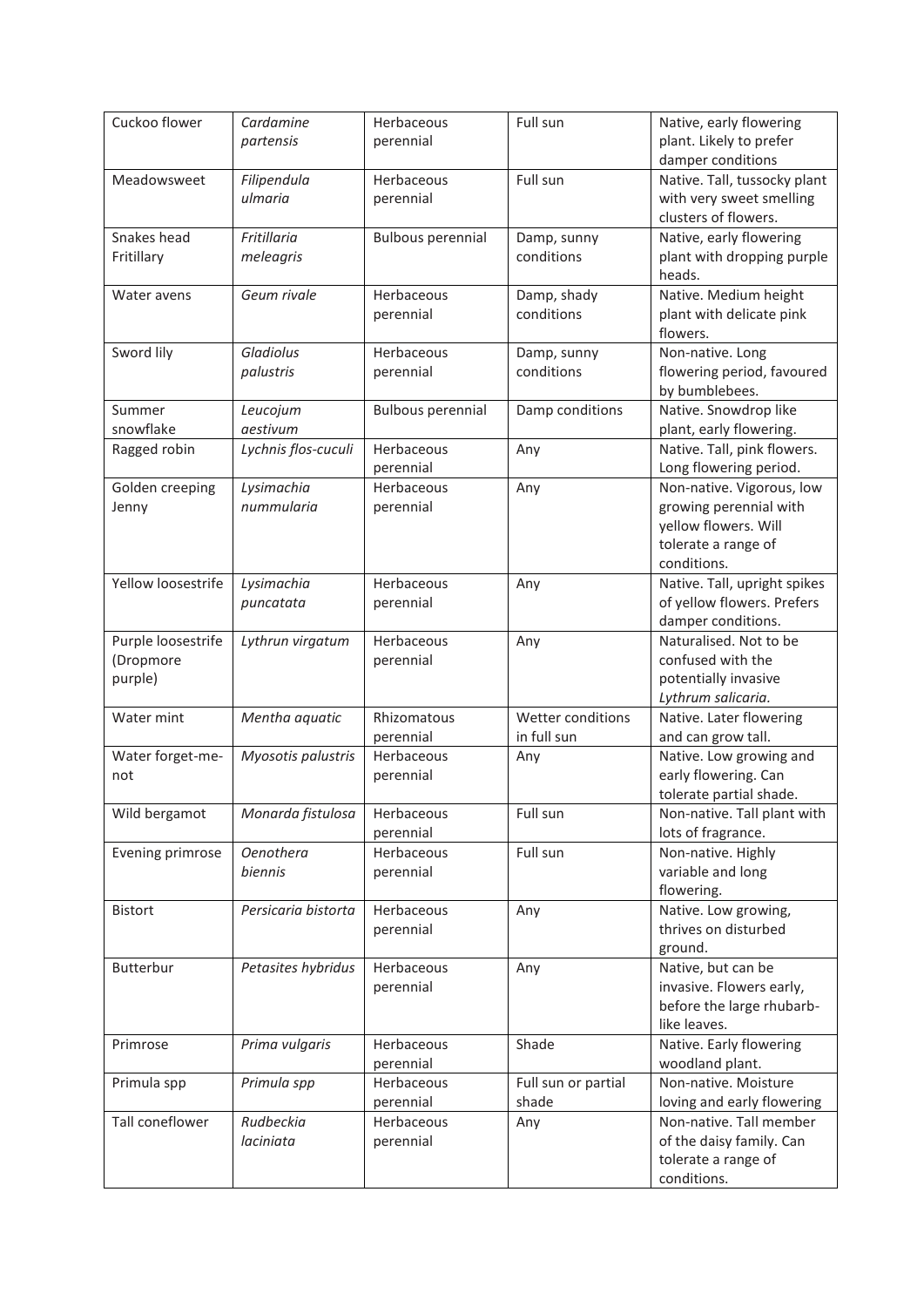| Cuckoo flower | *Cardamine partensis* | Herbaceous perennial | Full sun | Native, early flowering plant. Likely to prefer damper conditions |
|---|---|---|---|---|
| Meadowsweet | *Filipendula ulmaria* | Herbaceous perennial | Full sun | Native. Tall, tussocky plant with very sweet smelling clusters of flowers. |
| Snakes head Fritillary | *Fritillaria meleagris* | Bulbous perennial | Damp, sunny conditions | Native, early flowering plant with dropping purple heads. |
| Water avens | *Geum rivale* | Herbaceous perennial | Damp, shady conditions | Native. Medium height plant with delicate pink flowers. |
| Sword lily | *Gladiolus palustris* | Herbaceous perennial | Damp, sunny conditions | Non-native. Long flowering period, favoured by bumblebees. |
| Summer snowflake | *Leucojum aestivum* | Bulbous perennial | Damp conditions | Native. Snowdrop like plant, early flowering. |
| Ragged robin | *Lychnis flos-cuculi* | Herbaceous perennial | Any | Native. Tall, pink flowers. Long flowering period. |
| Golden creeping Jenny | *Lysimachia nummularia* | Herbaceous perennial | Any | Non-native. Vigorous, low growing perennial with yellow flowers. Will tolerate a range of conditions. |
| Yellow loosestrife | *Lysimachia puncatata* | Herbaceous perennial | Any | Native. Tall, upright spikes of yellow flowers. Prefers damper conditions. |
| Purple loosestrife (Dropmore purple) | *Lythrun virgatum* | Herbaceous perennial | Any | Naturalised. Not to be confused with the potentially invasive *Lythrum salicaria.* |
| Water mint | *Mentha aquatic* | Rhizomatous perennial | Wetter conditions in full sun | Native. Later flowering and can grow tall. |
| Water forget-me-not | *Myosotis palustris* | Herbaceous perennial | Any | Native. Low growing and early flowering. Can tolerate partial shade. |
| Wild bergamot | *Monarda fistulosa* | Herbaceous perennial | Full sun | Non-native. Tall plant with lots of fragrance. |
| Evening primrose | *Oenothera biennis* | Herbaceous perennial | Full sun | Non-native. Highly variable and long flowering. |
| Bistort | *Persicaria bistorta* | Herbaceous perennial | Any | Native. Low growing, thrives on disturbed ground. |
| Butterbur | *Petasites hybridus* | Herbaceous perennial | Any | Native, but can be invasive. Flowers early, before the large rhubarb-like leaves. |
| Primrose | *Prima vulgaris* | Herbaceous perennial | Shade | Native. Early flowering woodland plant. |
| Primula spp | *Primula spp* | Herbaceous perennial | Full sun or partial shade | Non-native. Moisture loving and early flowering |
| Tall coneflower | *Rudbeckia laciniata* | Herbaceous perennial | Any | Non-native. Tall member of the daisy family. Can tolerate a range of conditions. |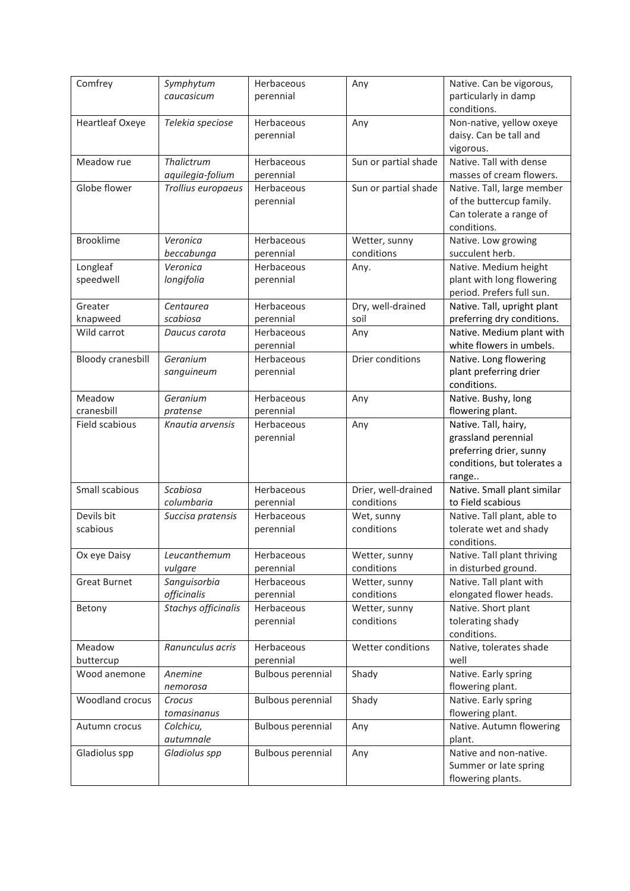| Comfrey | *Symphytum caucasicum* | Herbaceous perennial | Any | Native. Can be vigorous, particularly in damp conditions. |
|---|---|---|---|---|
| Heartleaf Oxeye | *Telekia speciose* | Herbaceous perennial | Any | Non-native, yellow oxeye daisy. Can be tall and vigorous. |
| Meadow rue | *Thalictrum aquilegia-folium* | Herbaceous perennial | Sun or partial shade | Native. Tall with dense masses of cream flowers. |
| Globe flower | *Trollius europaeus* | Herbaceous perennial | Sun or partial shade | Native. Tall, large member of the buttercup family. Can tolerate a range of conditions. |
| Brooklime | *Veronica beccabunga* | Herbaceous perennial | Wetter, sunny conditions | Native. Low growing succulent herb. |
| Longleaf speedwell | *Veronica longifolia* | Herbaceous perennial | Any. | Native. Medium height plant with long flowering period. Prefers full sun. |
| Greater knapweed | *Centaurea scabiosa* | Herbaceous perennial | Dry, well-drained soil | Native. Tall, upright plant preferring dry conditions. |
| Wild carrot | *Daucus carota* | Herbaceous perennial | Any | Native. Medium plant with white flowers in umbels. |
| Bloody cranesbill | *Geranium sanguineum* | Herbaceous perennial | Drier conditions | Native. Long flowering plant preferring drier conditions. |
| Meadow cranesbill | *Geranium pratense* | Herbaceous perennial | Any | Native. Bushy, long flowering plant. |
| Field scabious | *Knautia arvensis* | Herbaceous perennial | Any | Native. Tall, hairy, grassland perennial preferring drier, sunny conditions, but tolerates a range.. |
| Small scabious | *Scabiosa columbaria* | Herbaceous perennial | Drier, well-drained conditions | Native. Small plant similar to Field scabious |
| Devils bit scabious | *Succisa pratensis* | Herbaceous perennial | Wet, sunny conditions | Native. Tall plant, able to tolerate wet and shady conditions. |
| Ox eye Daisy | *Leucanthemum vulgare* | Herbaceous perennial | Wetter, sunny conditions | Native. Tall plant thriving in disturbed ground. |
| Great Burnet | *Sanguisorbia officinalis* | Herbaceous perennial | Wetter, sunny conditions | Native. Tall plant with elongated flower heads. |
| Betony | *Stachys officinalis* | Herbaceous perennial | Wetter, sunny conditions | Native. Short plant tolerating shady conditions. |
| Meadow buttercup | *Ranunculus acris* | Herbaceous perennial | Wetter conditions | Native, tolerates shade well |
| Wood anemone | *Anemine nemorosa* | Bulbous perennial | Shady | Native. Early spring flowering plant. |
| Woodland crocus | *Crocus tomasinanus* | Bulbous perennial | Shady | Native. Early spring flowering plant. |
| Autumn crocus | *Colchicu, autumnale* | Bulbous perennial | Any | Native. Autumn flowering plant. |
| Gladiolus spp | *Gladiolus spp* | Bulbous perennial | Any | Native and non-native. Summer or late spring flowering plants. |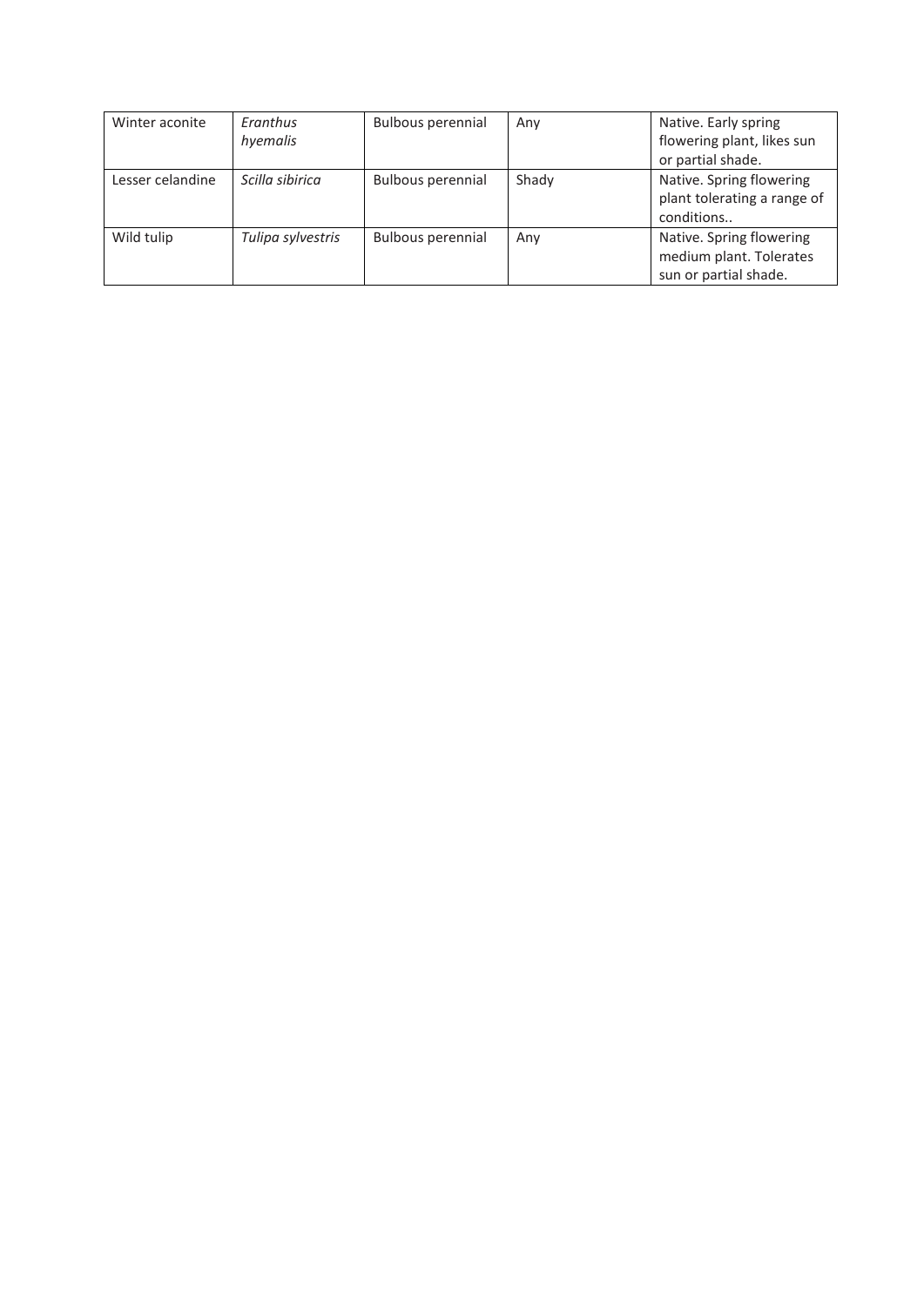| | | | | |
|---|---|---|---|---|
| Winter aconite | *Eranthus hyemalis* | Bulbous perennial | Any | Native. Early spring flowering plant, likes sun or partial shade. |
| Lesser celandine | *Scilla sibirica* | Bulbous perennial | Shady | Native. Spring flowering plant tolerating a range of conditions.. |
| Wild tulip | *Tulipa sylvestris* | Bulbous perennial | Any | Native. Spring flowering medium plant. Tolerates sun or partial shade. |